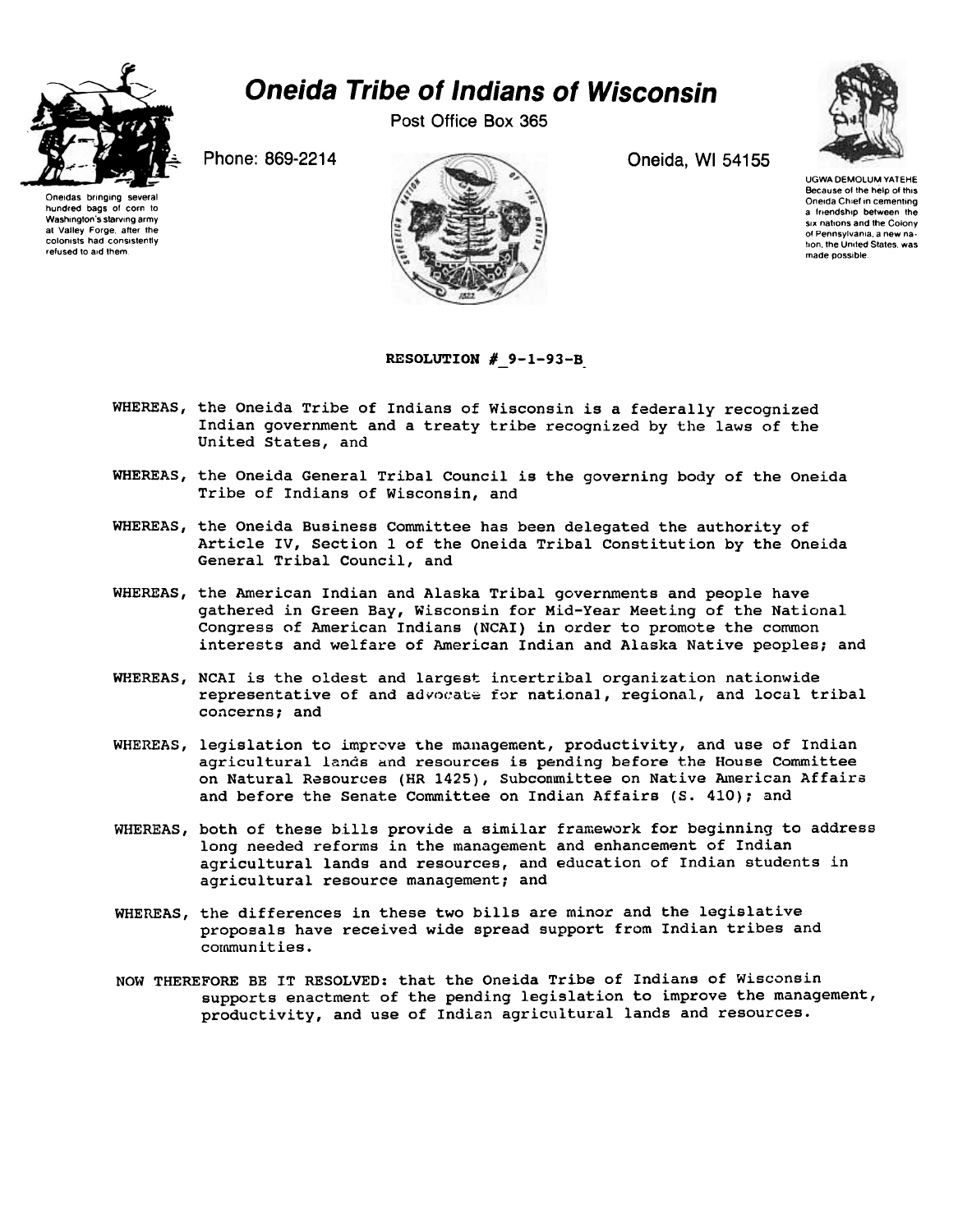# Oneida Tribe of Indians of Wisconsin

Post Office Box 365

Phone: 869-2214

Oneida, WI 54155

Oneidas bringing several hundred bags of corn to Washington's starving army at Valley Forge, after the colonists had consistently refused to aid them.

UGWA DEMOLUM YATEHE
Because of the help of this Oneida Chief in cementing a friendship between the six nations and the Colony of Pennsylvania, a new nation, the United States, was made possible.

**RESOLUTION # 9-1-93-B**

**WHEREAS,** the Oneida Tribe of Indians of Wisconsin is a federally recognized Indian government and a treaty tribe recognized by the laws of the United States, and

**WHEREAS,** the Oneida General Tribal Council is the governing body of the Oneida Tribe of Indians of Wisconsin, and

**WHEREAS,** the Oneida Business Committee has been delegated the authority of Article IV, Section 1 of the Oneida Tribal Constitution by the Oneida General Tribal Council, and

**WHEREAS,** the American Indian and Alaska Tribal governments and people have gathered in Green Bay, Wisconsin for Mid-Year Meeting of the National Congress of American Indians (NCAI) in order to promote the common interests and welfare of American Indian and Alaska Native peoples; and

**WHEREAS,** NCAI is the oldest and largest intertribal organization nationwide representative of and advocate for national, regional, and local tribal concerns; and

**WHEREAS,** legislation to improve the management, productivity, and use of Indian agricultural lands and resources is pending before the House Committee on Natural Resources (HR 1425), Subcommittee on Native American Affairs and before the Senate Committee on Indian Affairs (S. 410); and

**WHEREAS,** both of these bills provide a similar framework for beginning to address long needed reforms in the management and enhancement of Indian agricultural lands and resources, and education of Indian students in agricultural resource management; and

**WHEREAS,** the differences in these two bills are minor and the legislative proposals have received wide spread support from Indian tribes and communities.

**NOW THEREFORE BE IT RESOLVED:** that the Oneida Tribe of Indians of Wisconsin supports enactment of the pending legislation to improve the management, productivity, and use of Indian agricultural lands and resources.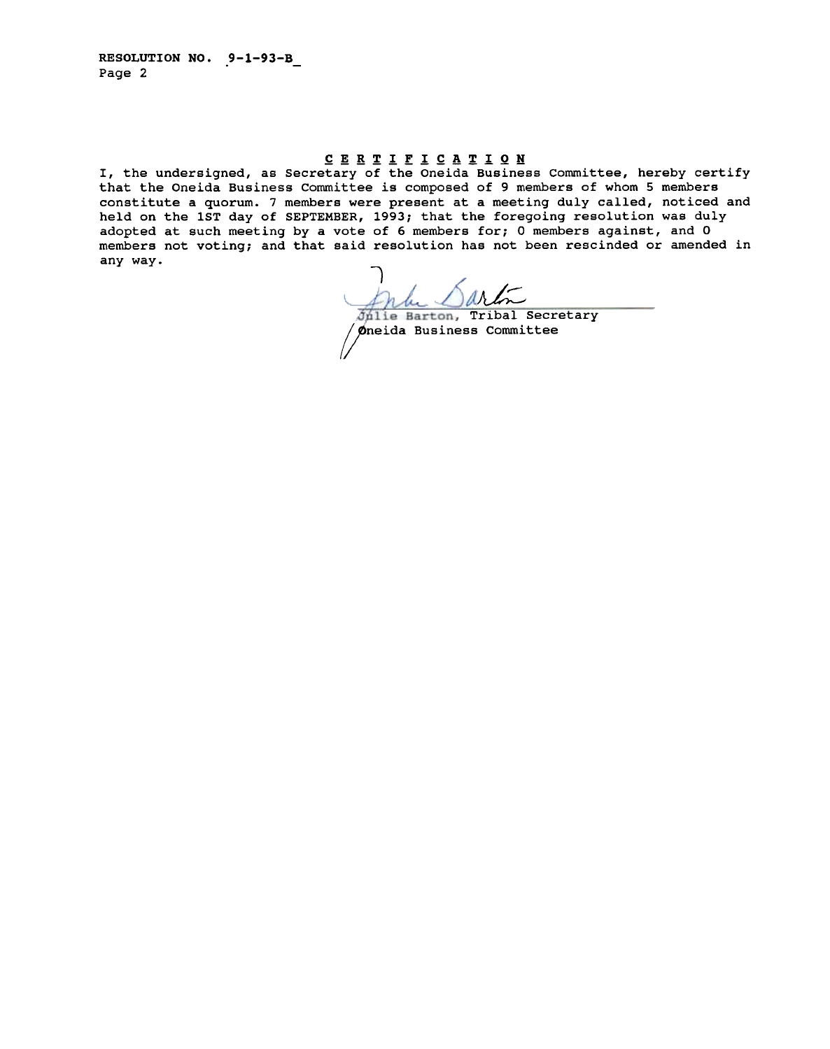RESOLUTION NO. 9-1-93-B
Page 2

## CERTIFICATION

I, the undersigned, as Secretary of the Oneida Business Committee, hereby certify that the Oneida Business Committee is composed of 9 members of whom 5 members constitute a quorum. 7 members were present at a meeting duly called, noticed and held on the 1ST day of SEPTEMBER, 1993; that the foregoing resolution was duly adopted at such meeting by a vote of 6 members for; 0 members against, and 0 members not voting; and that said resolution has not been rescinded or amended in any way.

Julie Barton, Tribal Secretary
Oneida Business Committee